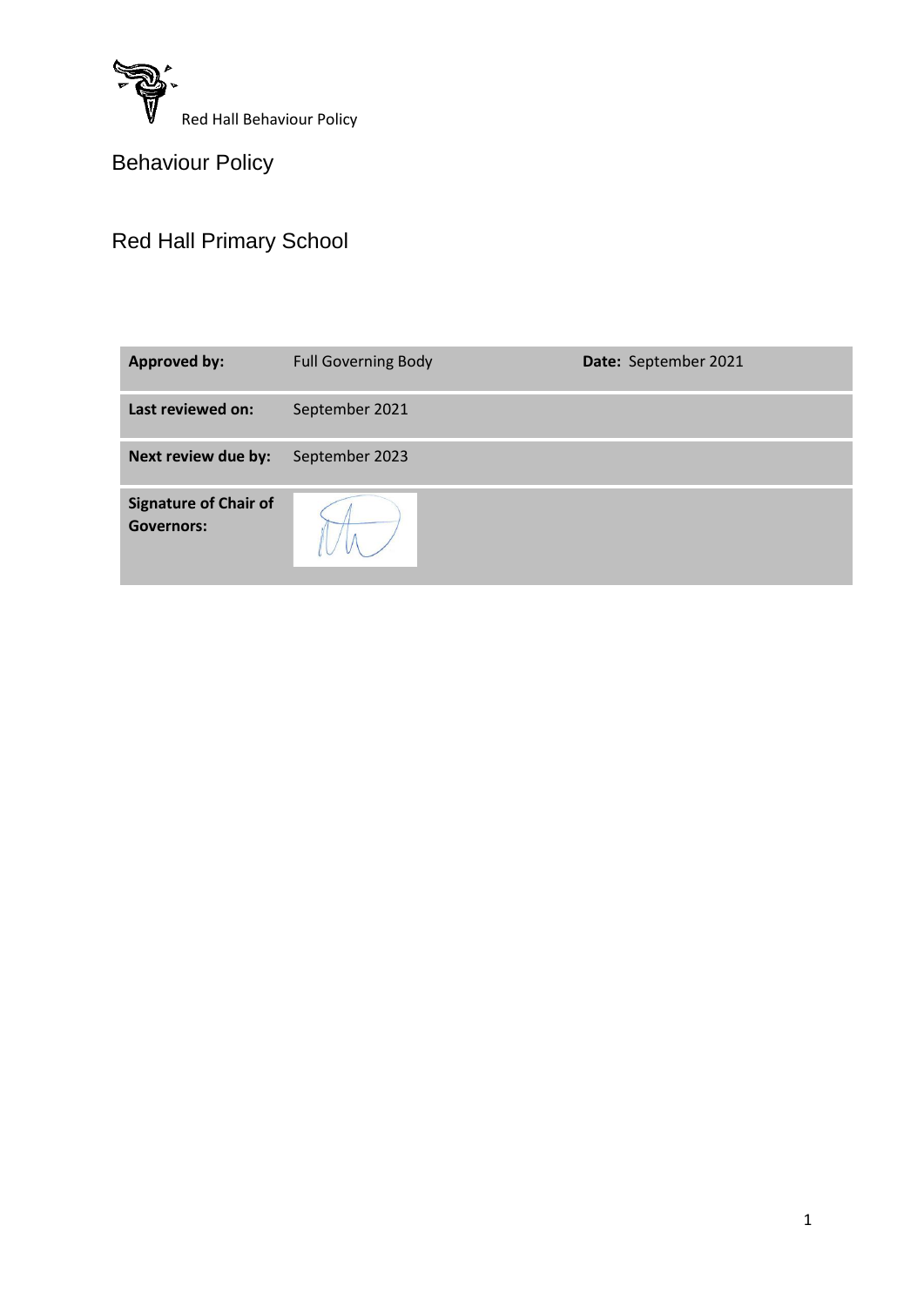# Behaviour Policy

## Red Hall Primary School

| **Approved by:** | Full Governing Body | **Date:** September 2021 |
|---|---|---|
| **Last reviewed on:** | September 2021 | |
| **Next review due by:** | September 2023 | |
| **Signature of Chair of Governors:** | | |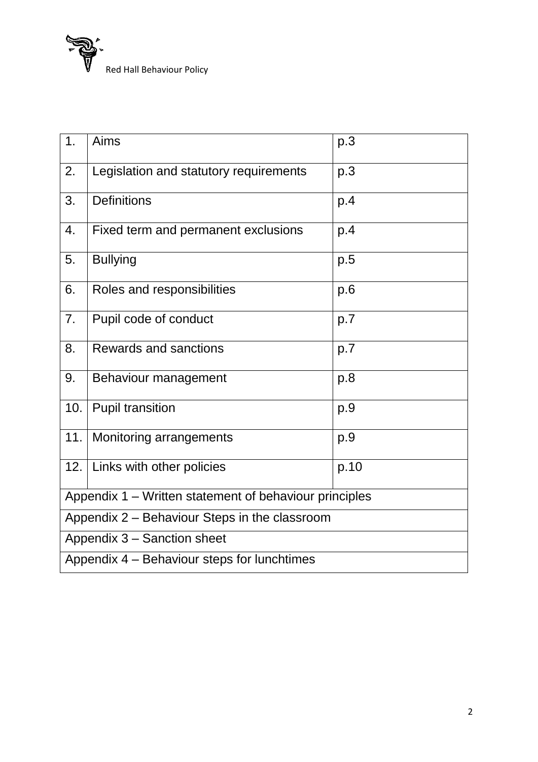| 1. | Aims | p.3 |
| --- | --- | --- |
| 2. | Legislation and statutory requirements | p.3 |
| 3. | Definitions | p.4 |
| 4. | Fixed term and permanent exclusions | p.4 |
| 5. | Bullying | p.5 |
| 6. | Roles and responsibilities | p.6 |
| 7. | Pupil code of conduct | p.7 |
| 8. | Rewards and sanctions | p.7 |
| 9. | Behaviour management | p.8 |
| 10. | Pupil transition | p.9 |
| 11. | Monitoring arrangements | p.9 |
| 12. | Links with other policies | p.10 |
| Appendix 1 – Written statement of behaviour principles | | |
| Appendix 2 – Behaviour Steps in the classroom | | |
| Appendix 3 – Sanction sheet | | |
| Appendix 4 – Behaviour steps for lunchtimes | | |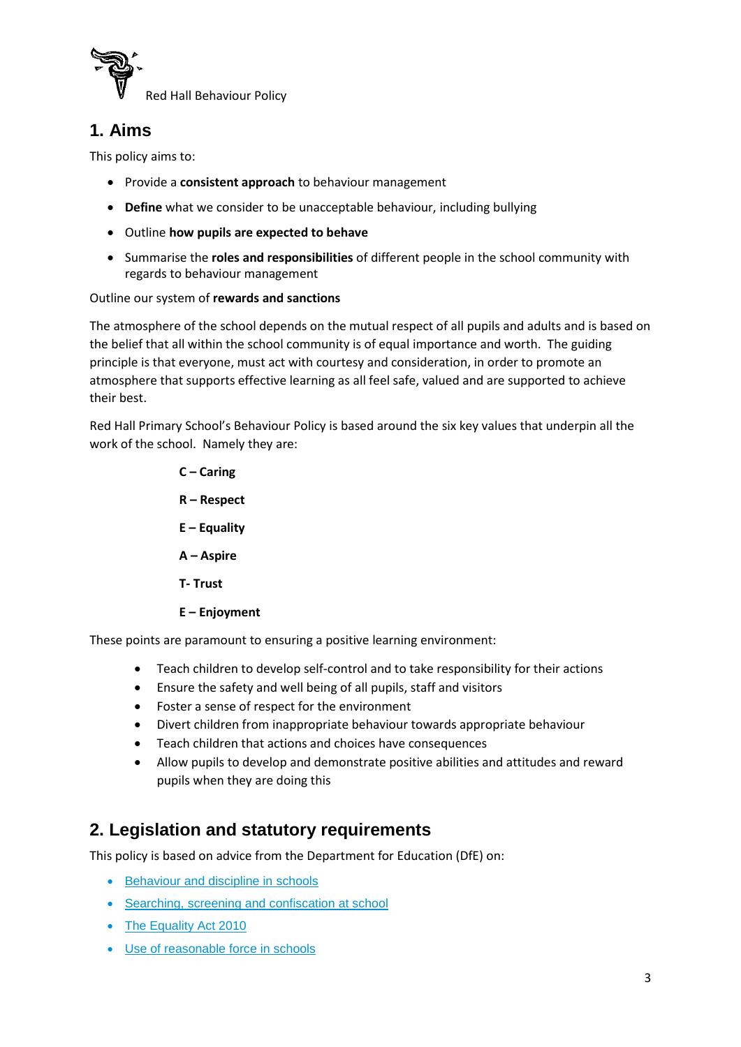## 1. Aims

This policy aims to:

- Provide a **consistent approach** to behaviour management
- **Define** what we consider to be unacceptable behaviour, including bullying
- Outline **how pupils are expected to behave**
- Summarise the **roles and responsibilities** of different people in the school community with regards to behaviour management

Outline our system of **rewards and sanctions**

The atmosphere of the school depends on the mutual respect of all pupils and adults and is based on the belief that all within the school community is of equal importance and worth. The guiding principle is that everyone, must act with courtesy and consideration, in order to promote an atmosphere that supports effective learning as all feel safe, valued and are supported to achieve their best.

Red Hall Primary School's Behaviour Policy is based around the six key values that underpin all the work of the school. Namely they are:

**C – Caring**

**R – Respect**

**E – Equality**

**A – Aspire**

**T- Trust**

**E – Enjoyment**

These points are paramount to ensuring a positive learning environment:

- Teach children to develop self-control and to take responsibility for their actions
- Ensure the safety and well being of all pupils, staff and visitors
- Foster a sense of respect for the environment
- Divert children from inappropriate behaviour towards appropriate behaviour
- Teach children that actions and choices have consequences
- Allow pupils to develop and demonstrate positive abilities and attitudes and reward pupils when they are doing this

## 2. Legislation and statutory requirements

This policy is based on advice from the Department for Education (DfE) on:

- Behaviour and discipline in schools
- Searching, screening and confiscation at school
- The Equality Act 2010
- Use of reasonable force in schools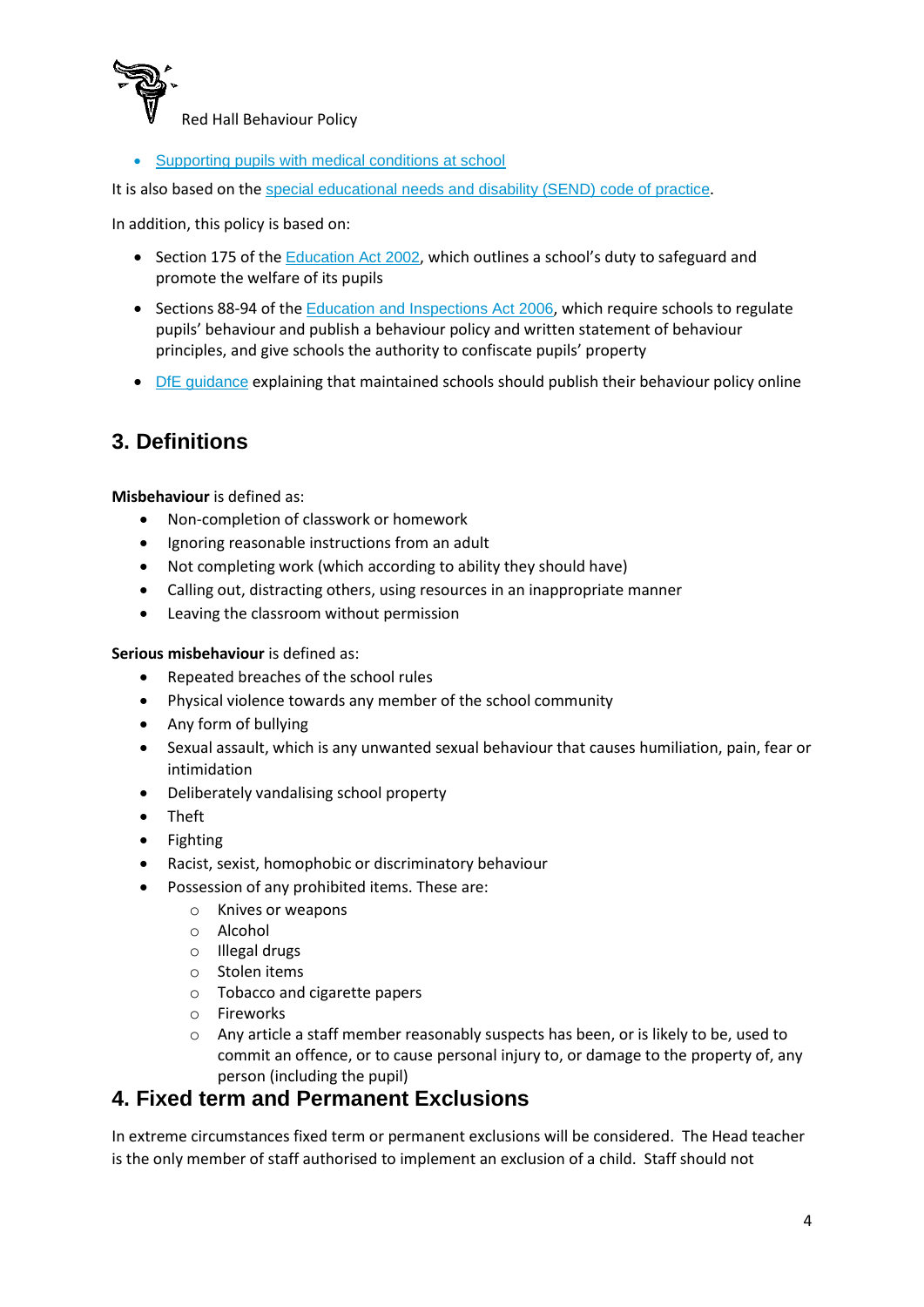- Supporting pupils with medical conditions at school

It is also based on the special educational needs and disability (SEND) code of practice.

In addition, this policy is based on:

- Section 175 of the Education Act 2002, which outlines a school's duty to safeguard and promote the welfare of its pupils
- Sections 88-94 of the Education and Inspections Act 2006, which require schools to regulate pupils' behaviour and publish a behaviour policy and written statement of behaviour principles, and give schools the authority to confiscate pupils' property
- DfE guidance explaining that maintained schools should publish their behaviour policy online

## 3. Definitions

**Misbehaviour** is defined as:

- Non-completion of classwork or homework
- Ignoring reasonable instructions from an adult
- Not completing work (which according to ability they should have)
- Calling out, distracting others, using resources in an inappropriate manner
- Leaving the classroom without permission

**Serious misbehaviour** is defined as:

- Repeated breaches of the school rules
- Physical violence towards any member of the school community
- Any form of bullying
- Sexual assault, which is any unwanted sexual behaviour that causes humiliation, pain, fear or intimidation
- Deliberately vandalising school property
- Theft
- Fighting
- Racist, sexist, homophobic or discriminatory behaviour
- Possession of any prohibited items. These are:
  - Knives or weapons
  - Alcohol
  - Illegal drugs
  - Stolen items
  - Tobacco and cigarette papers
  - Fireworks
  - Any article a staff member reasonably suspects has been, or is likely to be, used to commit an offence, or to cause personal injury to, or damage to the property of, any person (including the pupil)

## 4. Fixed term and Permanent Exclusions

In extreme circumstances fixed term or permanent exclusions will be considered. The Head teacher is the only member of staff authorised to implement an exclusion of a child. Staff should not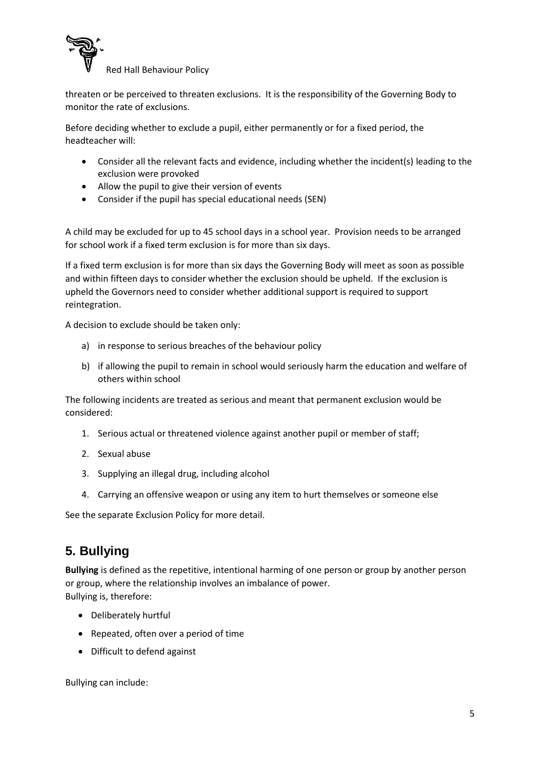threaten or be perceived to threaten exclusions. It is the responsibility of the Governing Body to monitor the rate of exclusions.

Before deciding whether to exclude a pupil, either permanently or for a fixed period, the headteacher will:

- Consider all the relevant facts and evidence, including whether the incident(s) leading to the exclusion were provoked
- Allow the pupil to give their version of events
- Consider if the pupil has special educational needs (SEN)

A child may be excluded for up to 45 school days in a school year. Provision needs to be arranged for school work if a fixed term exclusion is for more than six days.

If a fixed term exclusion is for more than six days the Governing Body will meet as soon as possible and within fifteen days to consider whether the exclusion should be upheld. If the exclusion is upheld the Governors need to consider whether additional support is required to support reintegration.

A decision to exclude should be taken only:

a) in response to serious breaches of the behaviour policy

b) if allowing the pupil to remain in school would seriously harm the education and welfare of others within school

The following incidents are treated as serious and meant that permanent exclusion would be considered:

1. Serious actual or threatened violence against another pupil or member of staff;
2. Sexual abuse
3. Supplying an illegal drug, including alcohol
4. Carrying an offensive weapon or using any item to hurt themselves or someone else

See the separate Exclusion Policy for more detail.

## 5. Bullying

**Bullying** is defined as the repetitive, intentional harming of one person or group by another person or group, where the relationship involves an imbalance of power.
Bullying is, therefore:

- Deliberately hurtful
- Repeated, often over a period of time
- Difficult to defend against

Bullying can include: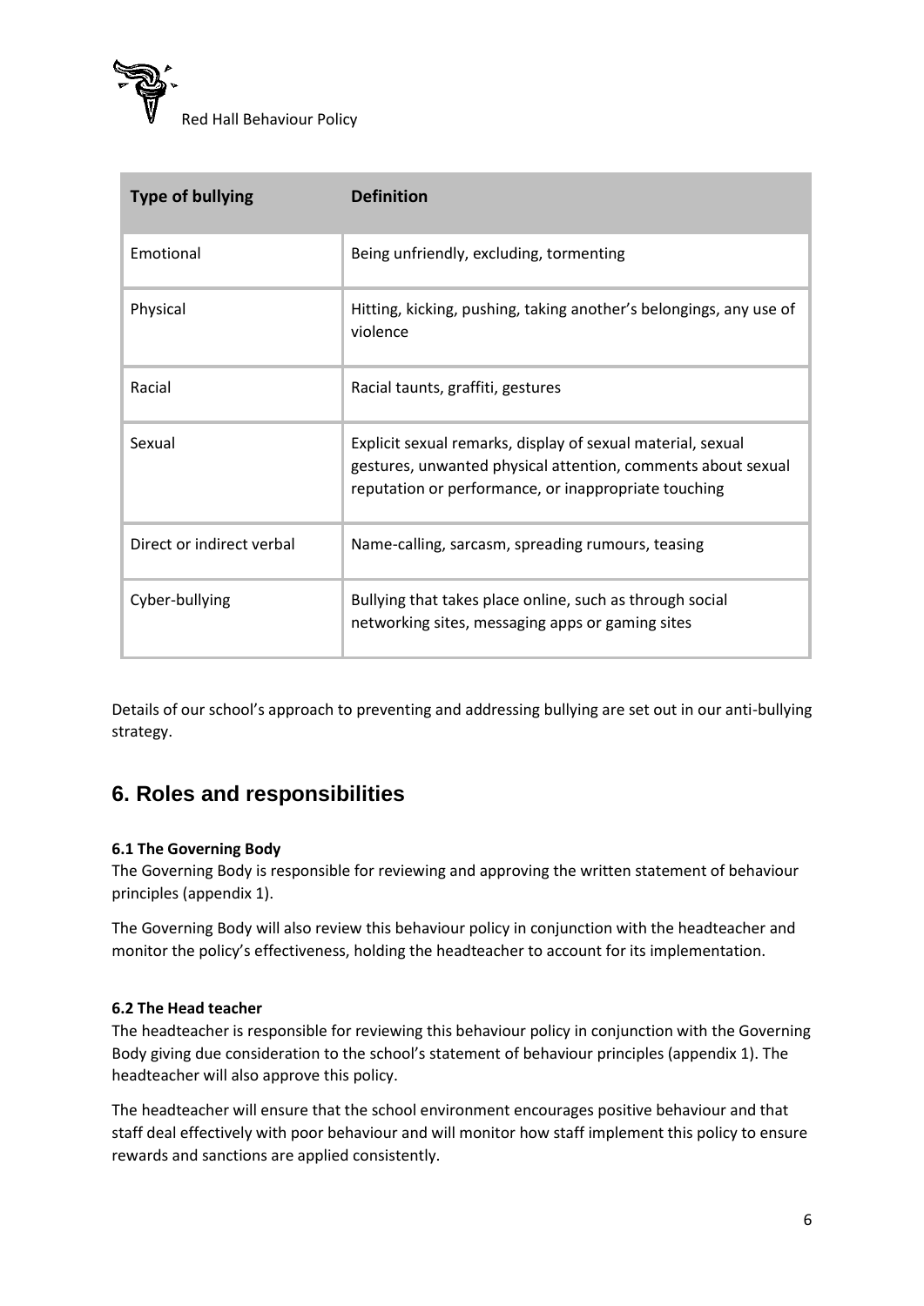| Type of bullying | Definition |
| --- | --- |
| Emotional | Being unfriendly, excluding, tormenting |
| Physical | Hitting, kicking, pushing, taking another's belongings, any use of violence |
| Racial | Racial taunts, graffiti, gestures |
| Sexual | Explicit sexual remarks, display of sexual material, sexual gestures, unwanted physical attention, comments about sexual reputation or performance, or inappropriate touching |
| Direct or indirect verbal | Name-calling, sarcasm, spreading rumours, teasing |
| Cyber-bullying | Bullying that takes place online, such as through social networking sites, messaging apps or gaming sites |

Details of our school's approach to preventing and addressing bullying are set out in our anti-bullying strategy.

## 6. Roles and responsibilities

#### 6.1 The Governing Body

The Governing Body is responsible for reviewing and approving the written statement of behaviour principles (appendix 1).

The Governing Body will also review this behaviour policy in conjunction with the headteacher and monitor the policy's effectiveness, holding the headteacher to account for its implementation.

#### 6.2 The Head teacher

The headteacher is responsible for reviewing this behaviour policy in conjunction with the Governing Body giving due consideration to the school's statement of behaviour principles (appendix 1). The headteacher will also approve this policy.

The headteacher will ensure that the school environment encourages positive behaviour and that staff deal effectively with poor behaviour and will monitor how staff implement this policy to ensure rewards and sanctions are applied consistently.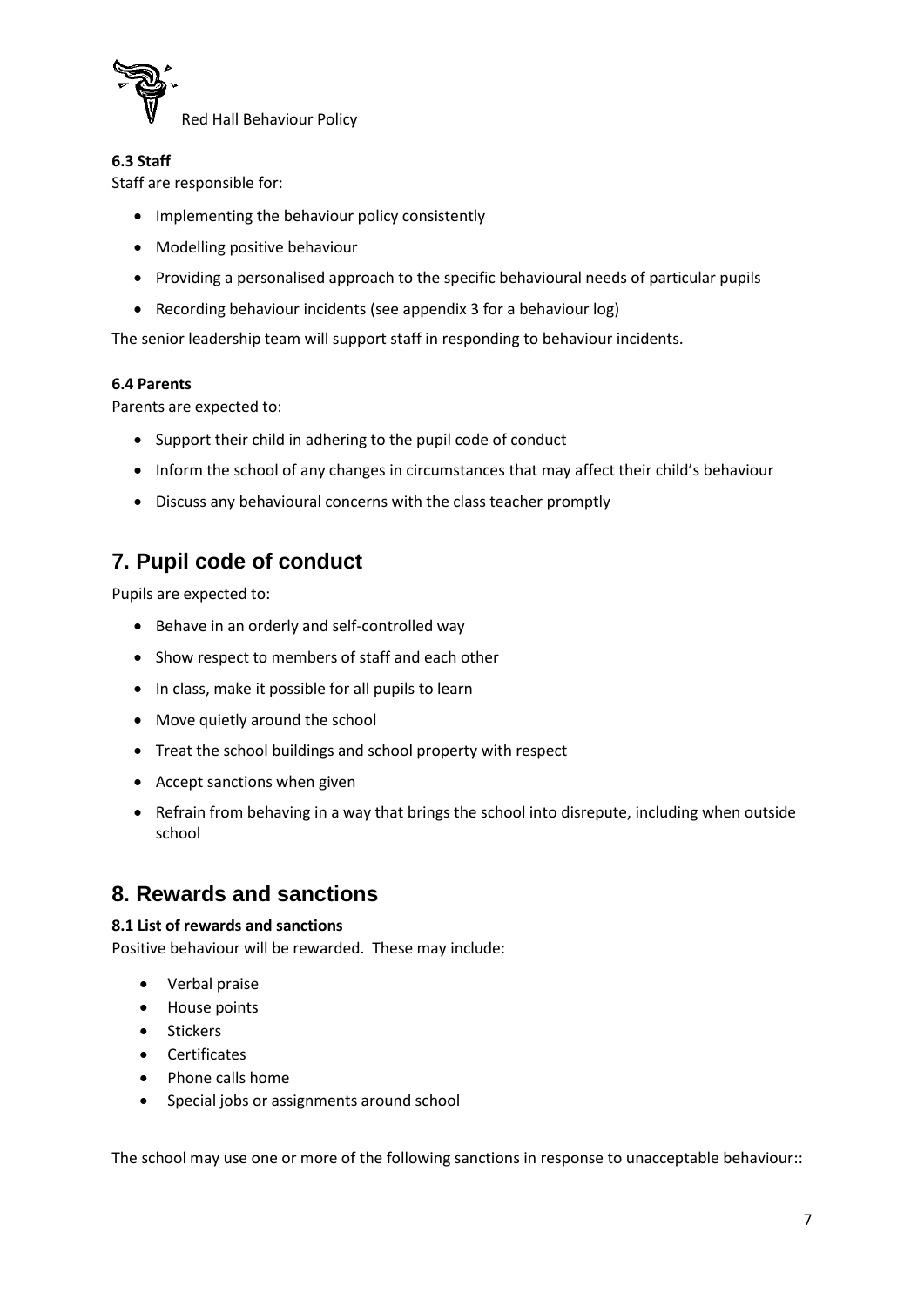#### 6.3 Staff

Staff are responsible for:

- Implementing the behaviour policy consistently
- Modelling positive behaviour
- Providing a personalised approach to the specific behavioural needs of particular pupils
- Recording behaviour incidents (see appendix 3 for a behaviour log)

The senior leadership team will support staff in responding to behaviour incidents.

#### 6.4 Parents

Parents are expected to:

- Support their child in adhering to the pupil code of conduct
- Inform the school of any changes in circumstances that may affect their child's behaviour
- Discuss any behavioural concerns with the class teacher promptly

## 7. Pupil code of conduct

Pupils are expected to:

- Behave in an orderly and self-controlled way
- Show respect to members of staff and each other
- In class, make it possible for all pupils to learn
- Move quietly around the school
- Treat the school buildings and school property with respect
- Accept sanctions when given
- Refrain from behaving in a way that brings the school into disrepute, including when outside school

## 8. Rewards and sanctions

#### 8.1 List of rewards and sanctions

Positive behaviour will be rewarded. These may include:

- Verbal praise
- House points
- Stickers
- Certificates
- Phone calls home
- Special jobs or assignments around school

The school may use one or more of the following sanctions in response to unacceptable behaviour::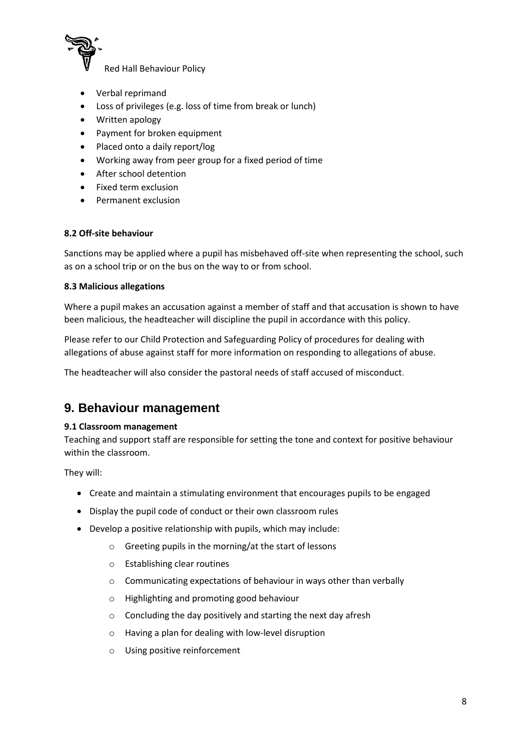- Verbal reprimand
- Loss of privileges (e.g. loss of time from break or lunch)
- Written apology
- Payment for broken equipment
- Placed onto a daily report/log
- Working away from peer group for a fixed period of time
- After school detention
- Fixed term exclusion
- Permanent exclusion

**8.2 Off-site behaviour**

Sanctions may be applied where a pupil has misbehaved off-site when representing the school, such as on a school trip or on the bus on the way to or from school.

**8.3 Malicious allegations**

Where a pupil makes an accusation against a member of staff and that accusation is shown to have been malicious, the headteacher will discipline the pupil in accordance with this policy.

Please refer to our Child Protection and Safeguarding Policy of procedures for dealing with allegations of abuse against staff for more information on responding to allegations of abuse.

The headteacher will also consider the pastoral needs of staff accused of misconduct.

## 9. Behaviour management

**9.1 Classroom management**

Teaching and support staff are responsible for setting the tone and context for positive behaviour within the classroom.

They will:

- Create and maintain a stimulating environment that encourages pupils to be engaged
- Display the pupil code of conduct or their own classroom rules
- Develop a positive relationship with pupils, which may include:
  - Greeting pupils in the morning/at the start of lessons
  - Establishing clear routines
  - Communicating expectations of behaviour in ways other than verbally
  - Highlighting and promoting good behaviour
  - Concluding the day positively and starting the next day afresh
  - Having a plan for dealing with low-level disruption
  - Using positive reinforcement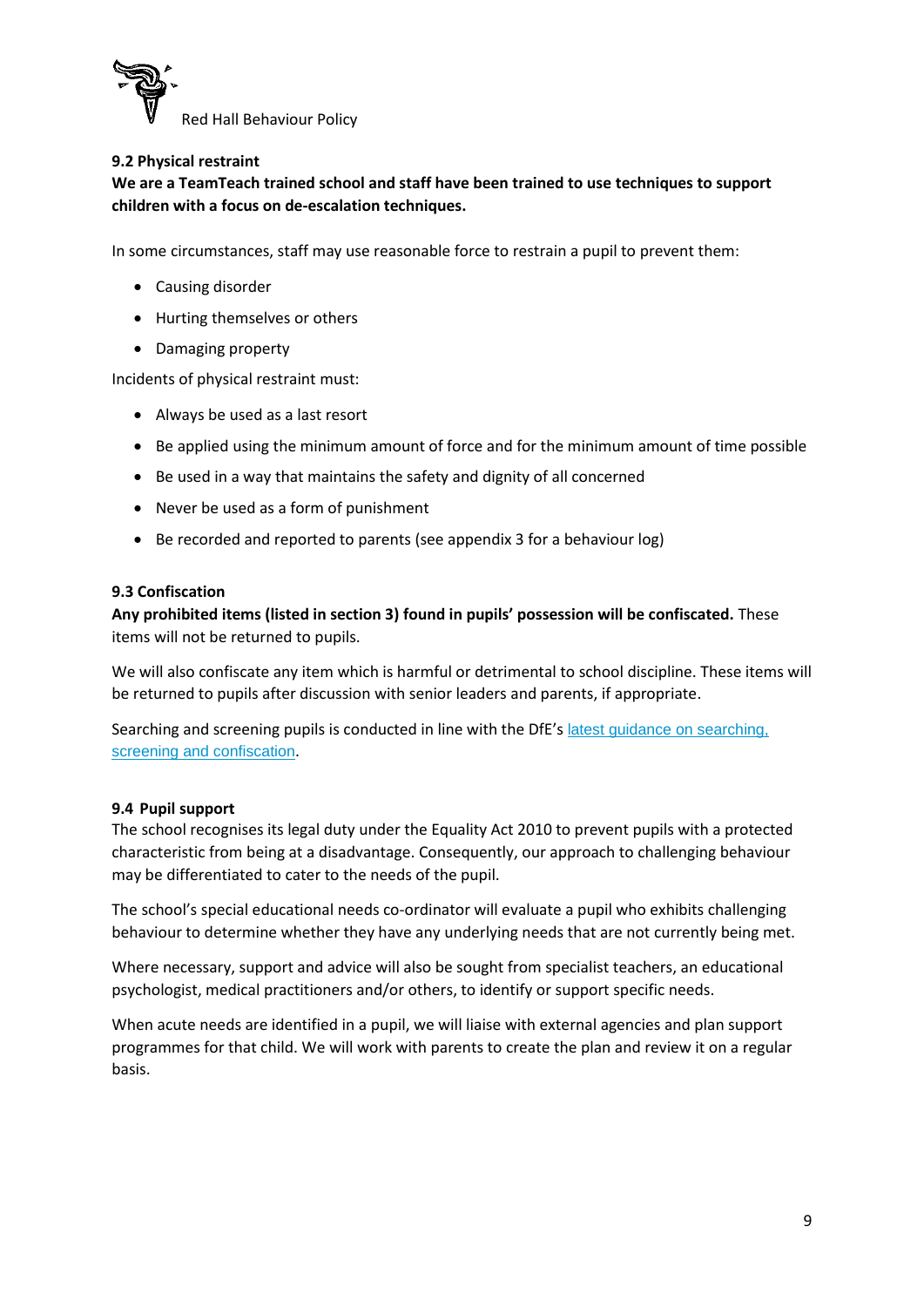### 9.2 Physical restraint

**We are a TeamTeach trained school and staff have been trained to use techniques to support children with a focus on de-escalation techniques.**

In some circumstances, staff may use reasonable force to restrain a pupil to prevent them:

- Causing disorder
- Hurting themselves or others
- Damaging property

Incidents of physical restraint must:

- Always be used as a last resort
- Be applied using the minimum amount of force and for the minimum amount of time possible
- Be used in a way that maintains the safety and dignity of all concerned
- Never be used as a form of punishment
- Be recorded and reported to parents (see appendix 3 for a behaviour log)

### 9.3 Confiscation

**Any prohibited items (listed in section 3) found in pupils' possession will be confiscated.** These items will not be returned to pupils.

We will also confiscate any item which is harmful or detrimental to school discipline. These items will be returned to pupils after discussion with senior leaders and parents, if appropriate.

Searching and screening pupils is conducted in line with the DfE's [latest guidance on searching, screening and confiscation](#).

### 9.4 Pupil support

The school recognises its legal duty under the Equality Act 2010 to prevent pupils with a protected characteristic from being at a disadvantage. Consequently, our approach to challenging behaviour may be differentiated to cater to the needs of the pupil.

The school's special educational needs co-ordinator will evaluate a pupil who exhibits challenging behaviour to determine whether they have any underlying needs that are not currently being met.

Where necessary, support and advice will also be sought from specialist teachers, an educational psychologist, medical practitioners and/or others, to identify or support specific needs.

When acute needs are identified in a pupil, we will liaise with external agencies and plan support programmes for that child. We will work with parents to create the plan and review it on a regular basis.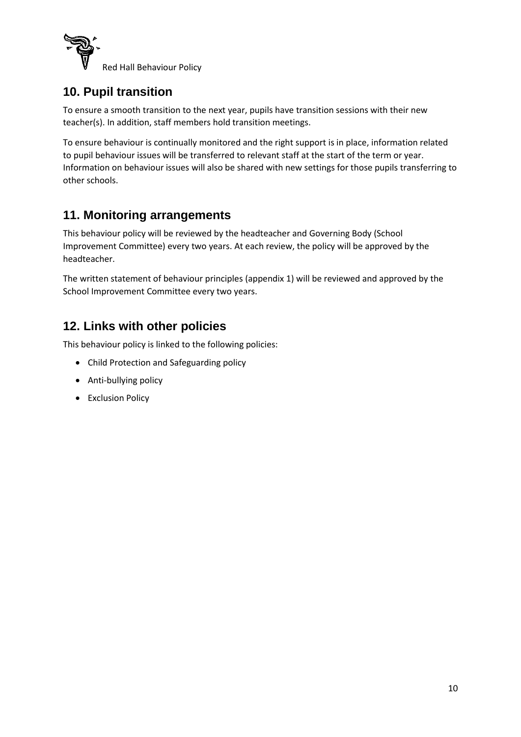## 10. Pupil transition

To ensure a smooth transition to the next year, pupils have transition sessions with their new teacher(s). In addition, staff members hold transition meetings.

To ensure behaviour is continually monitored and the right support is in place, information related to pupil behaviour issues will be transferred to relevant staff at the start of the term or year. Information on behaviour issues will also be shared with new settings for those pupils transferring to other schools.

## 11. Monitoring arrangements

This behaviour policy will be reviewed by the headteacher and Governing Body (School Improvement Committee) every two years. At each review, the policy will be approved by the headteacher.

The written statement of behaviour principles (appendix 1) will be reviewed and approved by the School Improvement Committee every two years.

## 12. Links with other policies

This behaviour policy is linked to the following policies:

- Child Protection and Safeguarding policy
- Anti-bullying policy
- Exclusion Policy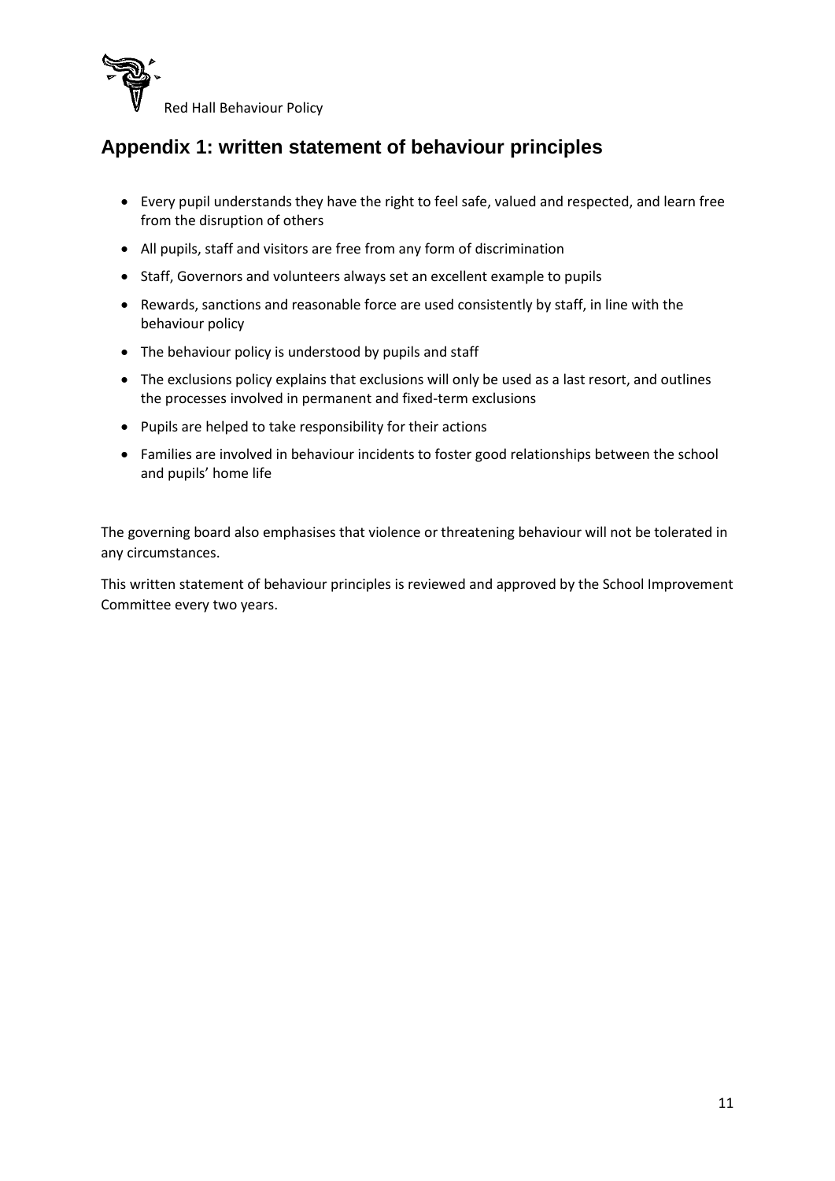## Appendix 1: written statement of behaviour principles

- Every pupil understands they have the right to feel safe, valued and respected, and learn free from the disruption of others
- All pupils, staff and visitors are free from any form of discrimination
- Staff, Governors and volunteers always set an excellent example to pupils
- Rewards, sanctions and reasonable force are used consistently by staff, in line with the behaviour policy
- The behaviour policy is understood by pupils and staff
- The exclusions policy explains that exclusions will only be used as a last resort, and outlines the processes involved in permanent and fixed-term exclusions
- Pupils are helped to take responsibility for their actions
- Families are involved in behaviour incidents to foster good relationships between the school and pupils' home life

The governing board also emphasises that violence or threatening behaviour will not be tolerated in any circumstances.

This written statement of behaviour principles is reviewed and approved by the School Improvement Committee every two years.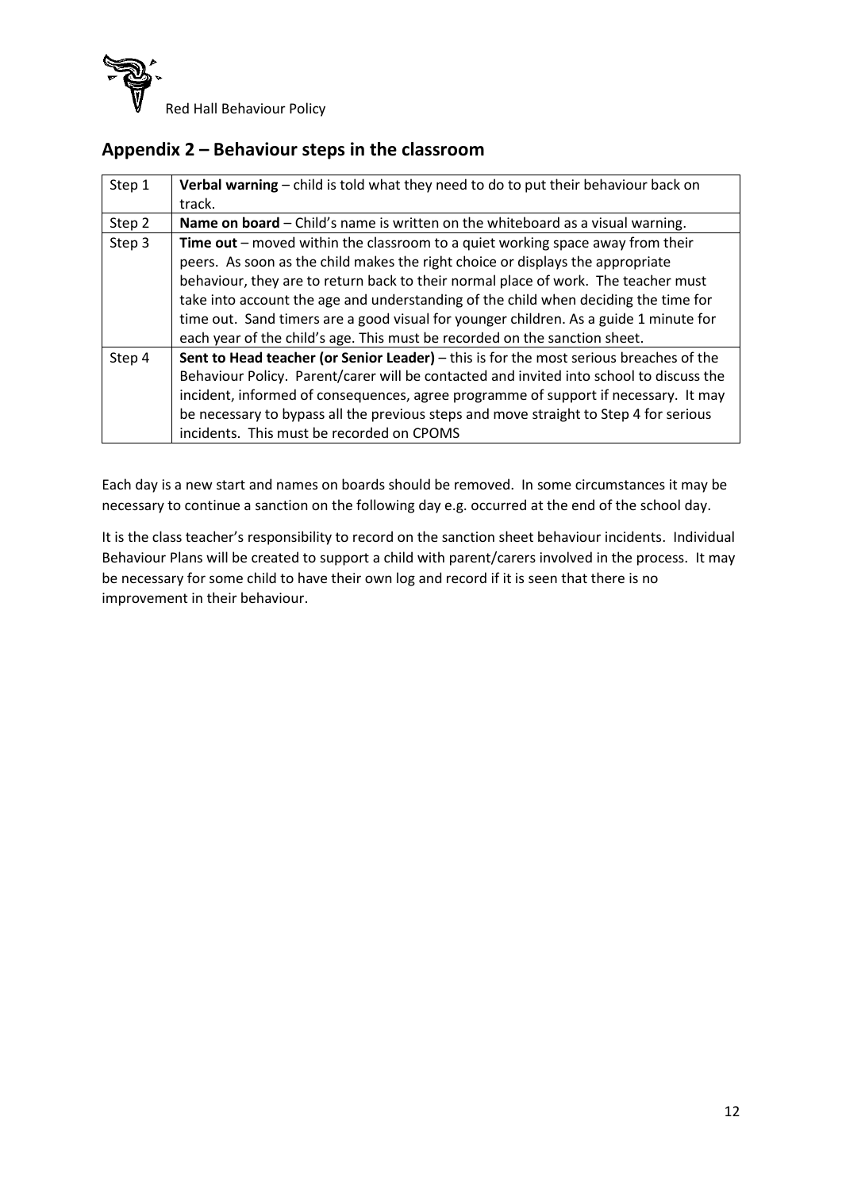## Appendix 2 – Behaviour steps in the classroom

| | |
|---|---|
| Step 1 | **Verbal warning** – child is told what they need to do to put their behaviour back on track. |
| Step 2 | **Name on board** – Child's name is written on the whiteboard as a visual warning. |
| Step 3 | **Time out** – moved within the classroom to a quiet working space away from their peers. As soon as the child makes the right choice or displays the appropriate behaviour, they are to return back to their normal place of work. The teacher must take into account the age and understanding of the child when deciding the time for time out. Sand timers are a good visual for younger children. As a guide 1 minute for each year of the child's age. This must be recorded on the sanction sheet. |
| Step 4 | **Sent to Head teacher (or Senior Leader)** – this is for the most serious breaches of the Behaviour Policy. Parent/carer will be contacted and invited into school to discuss the incident, informed of consequences, agree programme of support if necessary. It may be necessary to bypass all the previous steps and move straight to Step 4 for serious incidents. This must be recorded on CPOMS |

Each day is a new start and names on boards should be removed. In some circumstances it may be necessary to continue a sanction on the following day e.g. occurred at the end of the school day.

It is the class teacher's responsibility to record on the sanction sheet behaviour incidents. Individual Behaviour Plans will be created to support a child with parent/carers involved in the process. It may be necessary for some child to have their own log and record if it is seen that there is no improvement in their behaviour.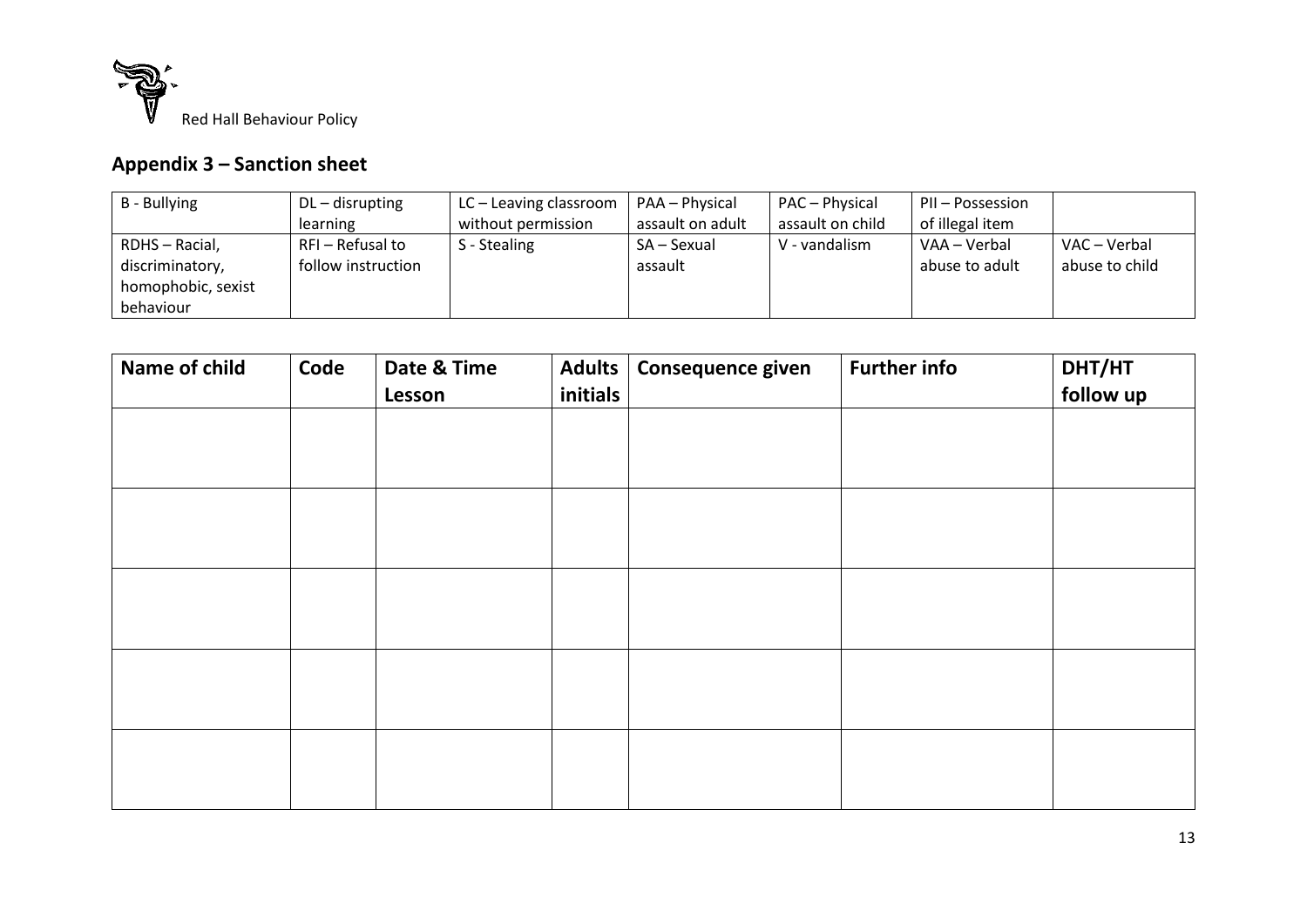## Appendix 3 – Sanction sheet

| B - Bullying | DL – disrupting learning | LC – Leaving classroom without permission | PAA – Physical assault on adult | PAC – Physical assault on child | PII – Possession of illegal item | |
|---|---|---|---|---|---|---|
| RDHS – Racial, discriminatory, homophobic, sexist behaviour | RFI – Refusal to follow instruction | S - Stealing | SA – Sexual assault | V - vandalism | VAA – Verbal abuse to adult | VAC – Verbal abuse to child |

| Name of child | Code | Date & Time Lesson | Adults initials | Consequence given | Further info | DHT/HT follow up |
|---|---|---|---|---|---|---|
| | | | | | | |
| | | | | | | |
| | | | | | | |
| | | | | | | |
| | | | | | | |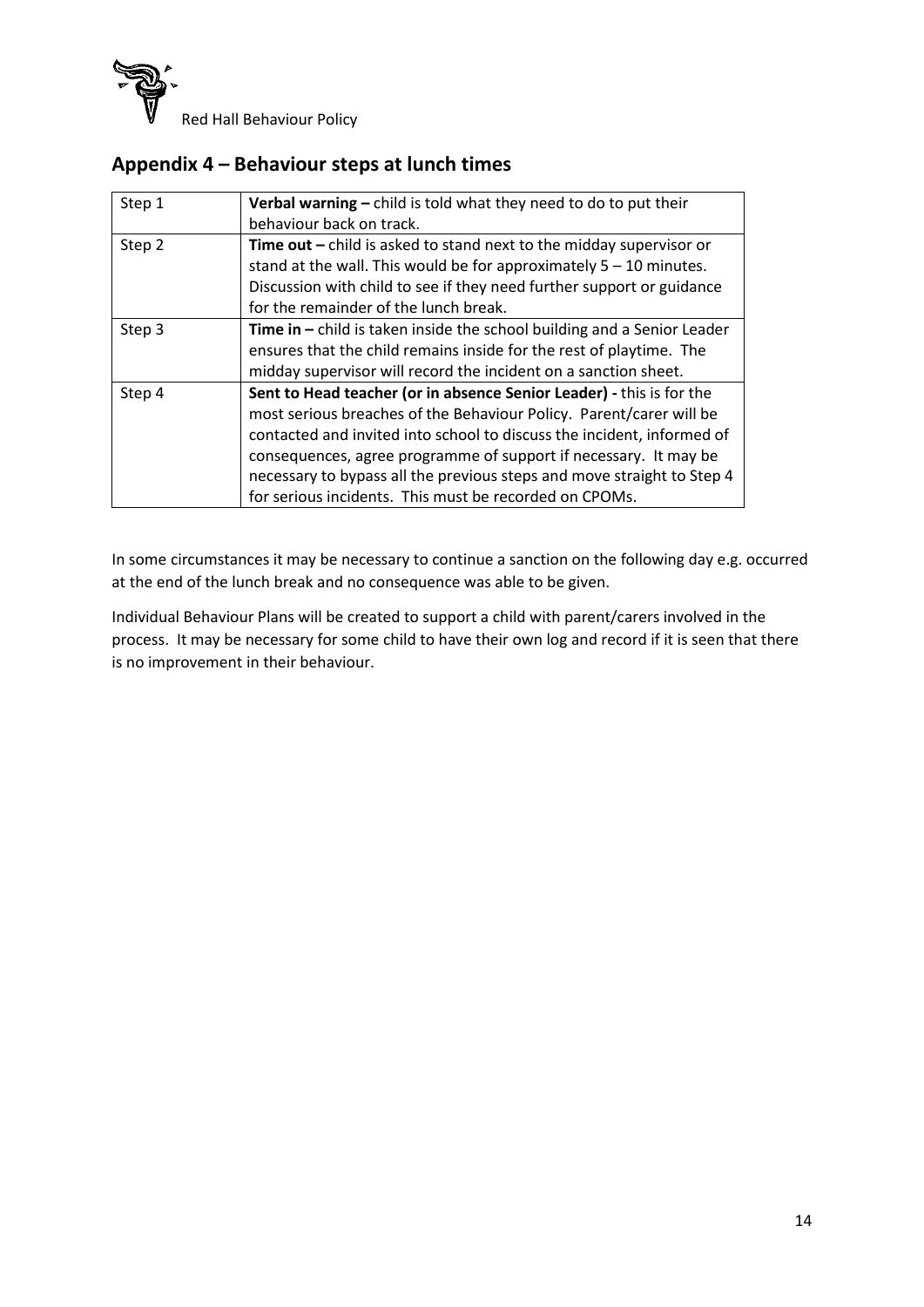## Appendix 4 – Behaviour steps at lunch times

| | |
|---|---|
| Step 1 | **Verbal warning –** child is told what they need to do to put their behaviour back on track. |
| Step 2 | **Time out –** child is asked to stand next to the midday supervisor or stand at the wall. This would be for approximately 5 – 10 minutes. Discussion with child to see if they need further support or guidance for the remainder of the lunch break. |
| Step 3 | **Time in –** child is taken inside the school building and a Senior Leader ensures that the child remains inside for the rest of playtime. The midday supervisor will record the incident on a sanction sheet. |
| Step 4 | **Sent to Head teacher (or in absence Senior Leader) -** this is for the most serious breaches of the Behaviour Policy. Parent/carer will be contacted and invited into school to discuss the incident, informed of consequences, agree programme of support if necessary. It may be necessary to bypass all the previous steps and move straight to Step 4 for serious incidents. This must be recorded on CPOMs. |

In some circumstances it may be necessary to continue a sanction on the following day e.g. occurred at the end of the lunch break and no consequence was able to be given.

Individual Behaviour Plans will be created to support a child with parent/carers involved in the process. It may be necessary for some child to have their own log and record if it is seen that there is no improvement in their behaviour.